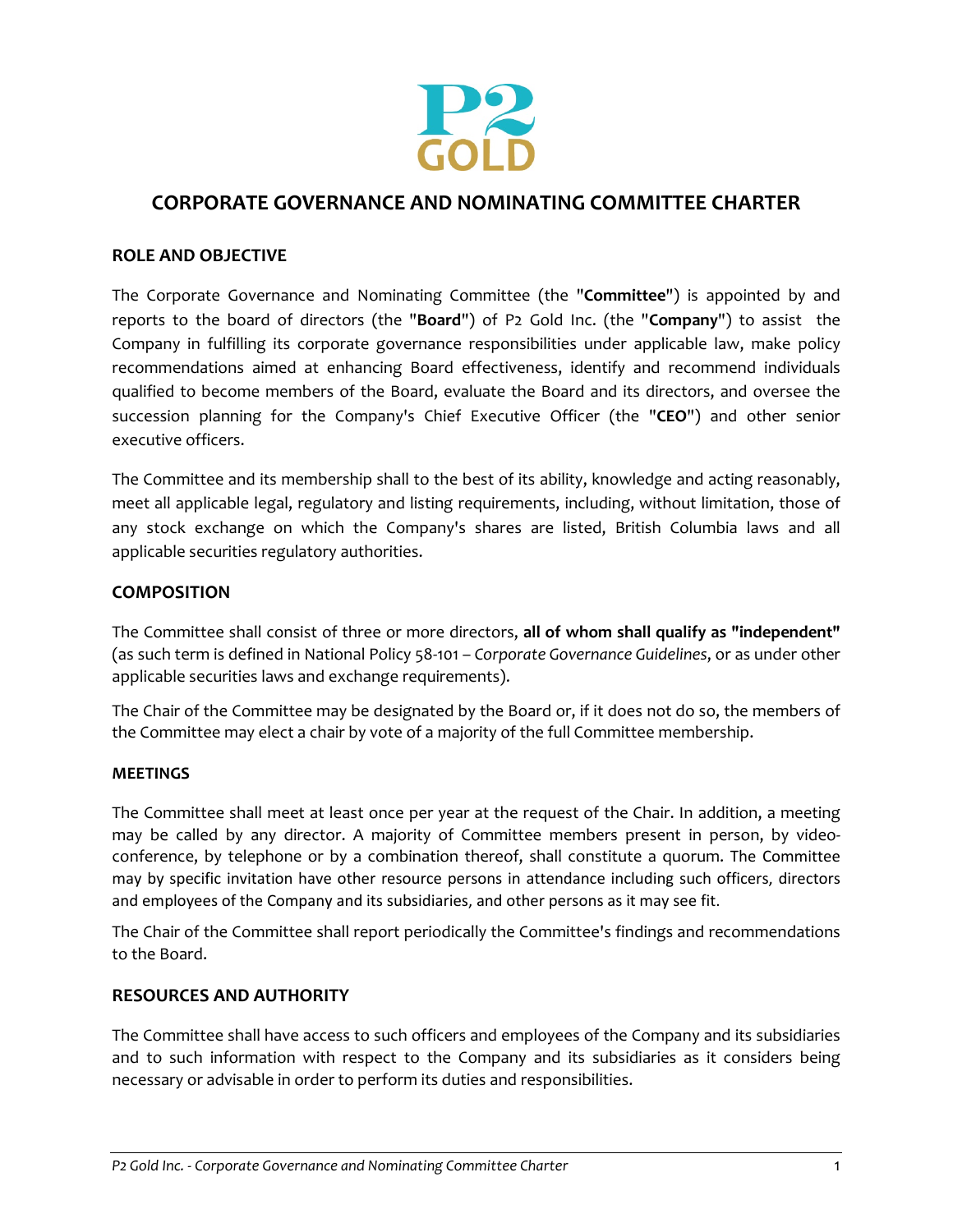# CORPORATE GOVERNANCE AND NOMINATING COMMITTEE CHARTER

## ROLE AND OBJECTIVE

The Corporate Governance and Nominating Committee (the "**Committee**") is appointed by and reports to the board of directors (the "**Board**") of P2 Gold Inc. (the "**Company**") to assist the Company in fulfilling its corporate governance responsibilities under applicable law, make policy recommendations aimed at enhancing Board effectiveness, identify and recommend individuals qualified to become members of the Board, evaluate the Board and its directors, and oversee the succession planning for the Company's Chief Executive Officer (the "**CEO**") and other senior executive officers.

The Committee and its membership shall to the best of its ability, knowledge and acting reasonably, meet all applicable legal, regulatory and listing requirements, including, without limitation, those of any stock exchange on which the Company's shares are listed, British Columbia laws and all applicable securities regulatory authorities.

## COMPOSITION

The Committee shall consist of three or more directors, **all of whom shall qualify as "independent"** (as such term is defined in National Policy 58-101 – *Corporate Governance Guidelines*, or as under other applicable securities laws and exchange requirements).

The Chair of the Committee may be designated by the Board or, if it does not do so, the members of the Committee may elect a chair by vote of a majority of the full Committee membership.

### MEETINGS

The Committee shall meet at least once per year at the request of the Chair. In addition, a meeting may be called by any director. A majority of Committee members present in person, by video-conference, by telephone or by a combination thereof, shall constitute a quorum. The Committee may by specific invitation have other resource persons in attendance including such officers, directors and employees of the Company and its subsidiaries, and other persons as it may see fit.

The Chair of the Committee shall report periodically the Committee's findings and recommendations to the Board.

## RESOURCES AND AUTHORITY

The Committee shall have access to such officers and employees of the Company and its subsidiaries and to such information with respect to the Company and its subsidiaries as it considers being necessary or advisable in order to perform its duties and responsibilities.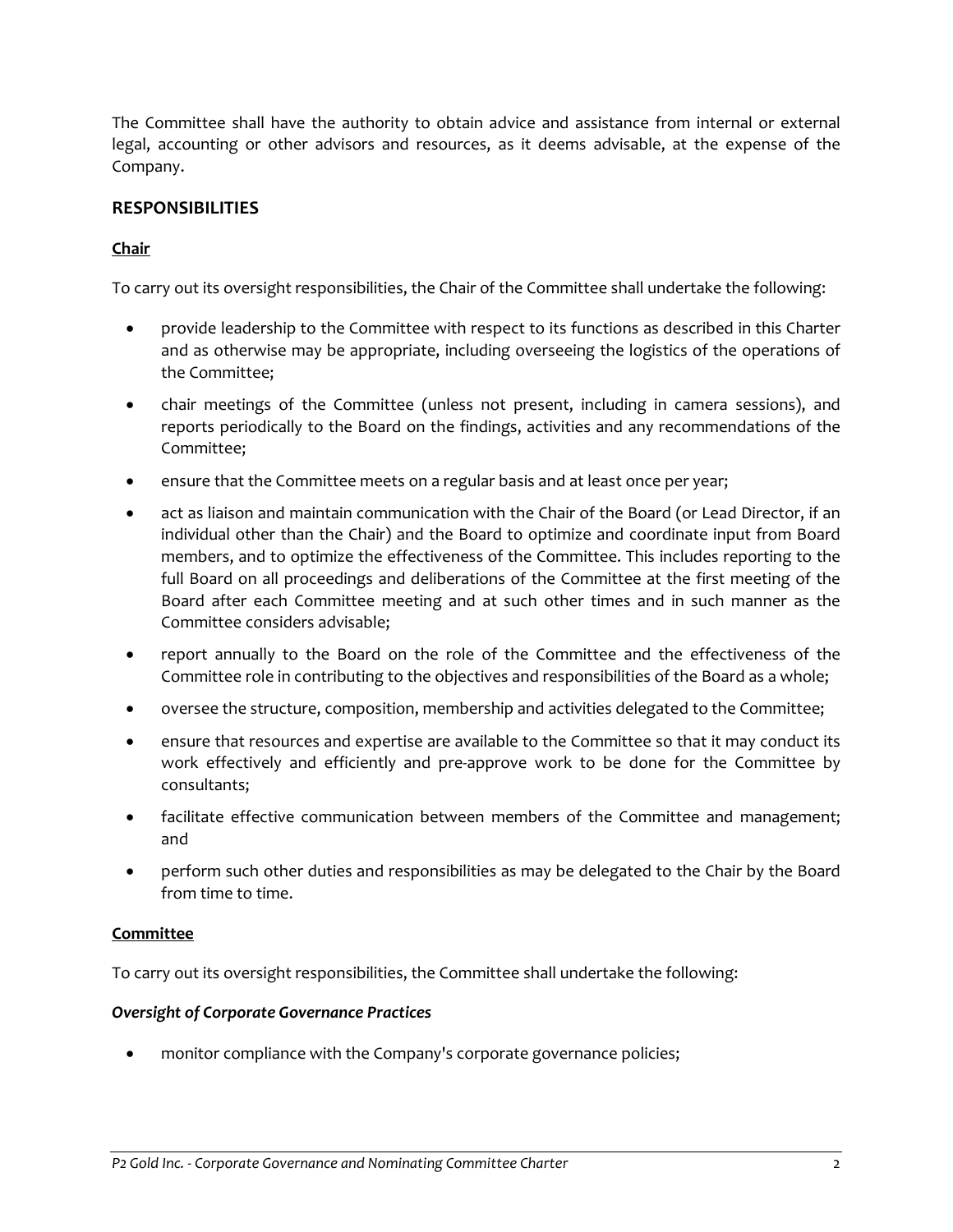The Committee shall have the authority to obtain advice and assistance from internal or external legal, accounting or other advisors and resources, as it deems advisable, at the expense of the Company.

## RESPONSIBILITIES

### Chair

To carry out its oversight responsibilities, the Chair of the Committee shall undertake the following:

- provide leadership to the Committee with respect to its functions as described in this Charter and as otherwise may be appropriate, including overseeing the logistics of the operations of the Committee;
- chair meetings of the Committee (unless not present, including in camera sessions), and reports periodically to the Board on the findings, activities and any recommendations of the Committee;
- ensure that the Committee meets on a regular basis and at least once per year;
- act as liaison and maintain communication with the Chair of the Board (or Lead Director, if an individual other than the Chair) and the Board to optimize and coordinate input from Board members, and to optimize the effectiveness of the Committee. This includes reporting to the full Board on all proceedings and deliberations of the Committee at the first meeting of the Board after each Committee meeting and at such other times and in such manner as the Committee considers advisable;
- report annually to the Board on the role of the Committee and the effectiveness of the Committee role in contributing to the objectives and responsibilities of the Board as a whole;
- oversee the structure, composition, membership and activities delegated to the Committee;
- ensure that resources and expertise are available to the Committee so that it may conduct its work effectively and efficiently and pre-approve work to be done for the Committee by consultants;
- facilitate effective communication between members of the Committee and management; and
- perform such other duties and responsibilities as may be delegated to the Chair by the Board from time to time.

### Committee

To carry out its oversight responsibilities, the Committee shall undertake the following:

#### *Oversight of Corporate Governance Practices*

- monitor compliance with the Company's corporate governance policies;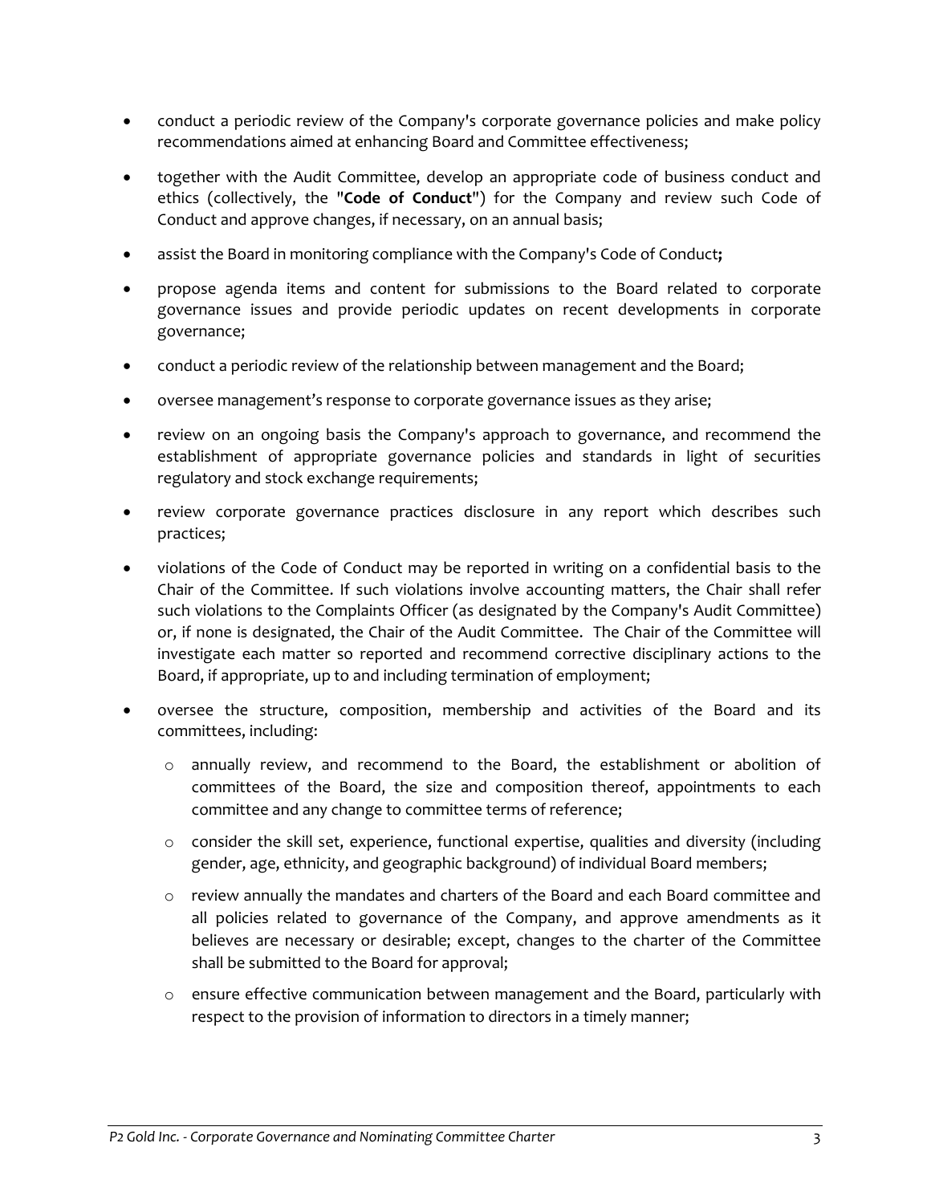- conduct a periodic review of the Company's corporate governance policies and make policy recommendations aimed at enhancing Board and Committee effectiveness;
- together with the Audit Committee, develop an appropriate code of business conduct and ethics (collectively, the "**Code of Conduct**") for the Company and review such Code of Conduct and approve changes, if necessary, on an annual basis;
- assist the Board in monitoring compliance with the Company's Code of Conduct**;**
- propose agenda items and content for submissions to the Board related to corporate governance issues and provide periodic updates on recent developments in corporate governance;
- conduct a periodic review of the relationship between management and the Board;
- oversee management's response to corporate governance issues as they arise;
- review on an ongoing basis the Company's approach to governance, and recommend the establishment of appropriate governance policies and standards in light of securities regulatory and stock exchange requirements;
- review corporate governance practices disclosure in any report which describes such practices;
- violations of the Code of Conduct may be reported in writing on a confidential basis to the Chair of the Committee. If such violations involve accounting matters, the Chair shall refer such violations to the Complaints Officer (as designated by the Company's Audit Committee) or, if none is designated, the Chair of the Audit Committee. The Chair of the Committee will investigate each matter so reported and recommend corrective disciplinary actions to the Board, if appropriate, up to and including termination of employment;
- oversee the structure, composition, membership and activities of the Board and its committees, including:
    - annually review, and recommend to the Board, the establishment or abolition of committees of the Board, the size and composition thereof, appointments to each committee and any change to committee terms of reference;
    - consider the skill set, experience, functional expertise, qualities and diversity (including gender, age, ethnicity, and geographic background) of individual Board members;
    - review annually the mandates and charters of the Board and each Board committee and all policies related to governance of the Company, and approve amendments as it believes are necessary or desirable; except, changes to the charter of the Committee shall be submitted to the Board for approval;
    - ensure effective communication between management and the Board, particularly with respect to the provision of information to directors in a timely manner;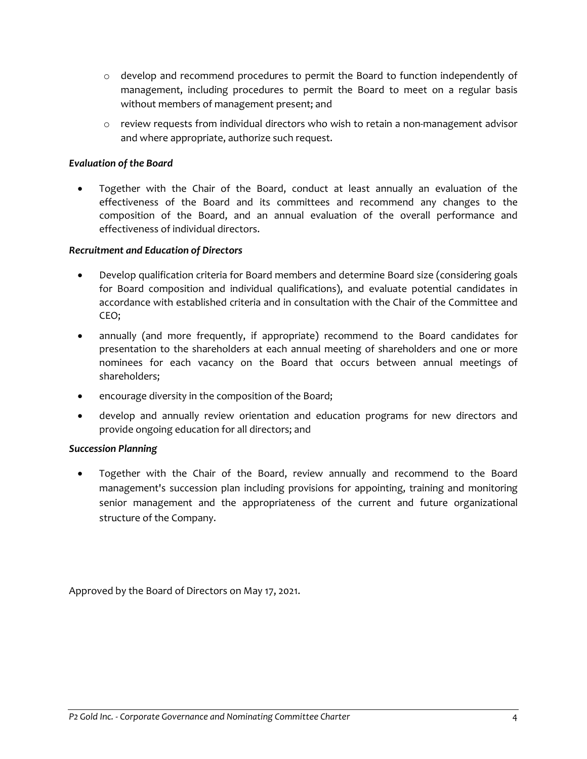- develop and recommend procedures to permit the Board to function independently of management, including procedures to permit the Board to meet on a regular basis without members of management present; and
- review requests from individual directors who wish to retain a non-management advisor and where appropriate, authorize such request.

***Evaluation of the Board***

- Together with the Chair of the Board, conduct at least annually an evaluation of the effectiveness of the Board and its committees and recommend any changes to the composition of the Board, and an annual evaluation of the overall performance and effectiveness of individual directors.

***Recruitment and Education of Directors***

- Develop qualification criteria for Board members and determine Board size (considering goals for Board composition and individual qualifications), and evaluate potential candidates in accordance with established criteria and in consultation with the Chair of the Committee and CEO;
- annually (and more frequently, if appropriate) recommend to the Board candidates for presentation to the shareholders at each annual meeting of shareholders and one or more nominees for each vacancy on the Board that occurs between annual meetings of shareholders;
- encourage diversity in the composition of the Board;
- develop and annually review orientation and education programs for new directors and provide ongoing education for all directors; and

***Succession Planning***

- Together with the Chair of the Board, review annually and recommend to the Board management's succession plan including provisions for appointing, training and monitoring senior management and the appropriateness of the current and future organizational structure of the Company.

Approved by the Board of Directors on May 17, 2021.